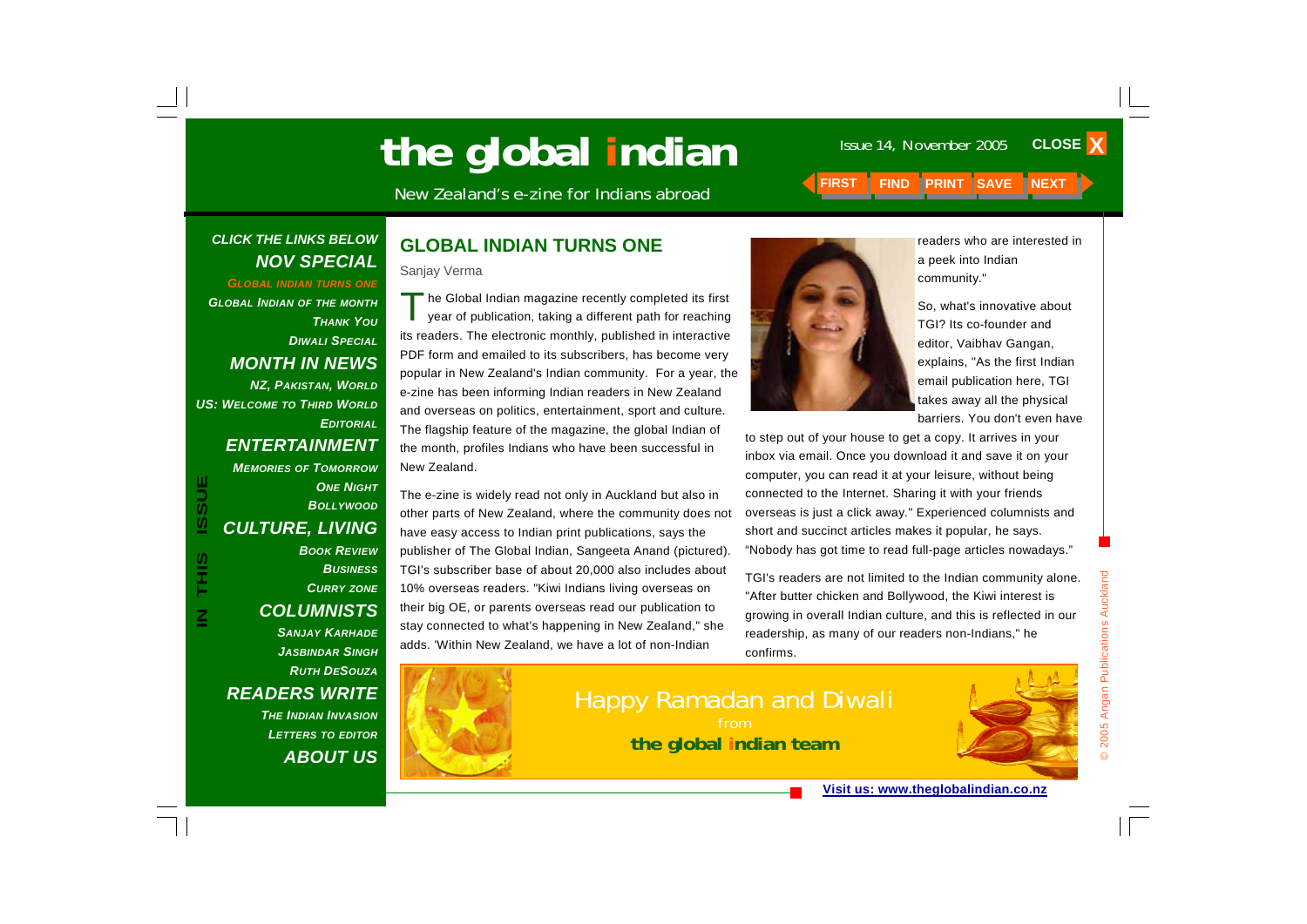# the global indian

New Zealand's e-zine for Indians abroad

Issue 14, November 2005

**CLICK THE LINKS BELOW**

**NOV SPECIAL**

GLOBAL INDIAN TURNS ONE
GLOBAL INDIAN OF THE MONTH
THANK YOU
DIWALI SPECIAL

**MONTH IN NEWS**

NZ, PAKISTAN, WORLD
US: WELCOME TO THIRD WORLD
EDITORIAL

**ENTERTAINMENT**

MEMORIES OF TOMORROW
ONE NIGHT
BOLLYWOOD

**CULTURE, LIVING**

BOOK REVIEW
BUSINESS
CURRY ZONE

**COLUMNISTS**

SANJAY KARHADE
JASBINDAR SINGH
RUTH DESOUZA

**READERS WRITE**

THE INDIAN INVASION
LETTERS TO EDITOR

**ABOUT US**

## GLOBAL INDIAN TURNS ONE

Sanjay Verma

The Global Indian magazine recently completed its first year of publication, taking a different path for reaching its readers. The electronic monthly, published in interactive PDF form and emailed to its subscribers, has become very popular in New Zealand's Indian community. For a year, the e-zine has been informing Indian readers in New Zealand and overseas on politics, entertainment, sport and culture. The flagship feature of the magazine, the global Indian of the month, profiles Indians who have been successful in New Zealand.

The e-zine is widely read not only in Auckland but also in other parts of New Zealand, where the community does not have easy access to Indian print publications, says the publisher of The Global Indian, Sangeeta Anand (pictured). TGI's subscriber base of about 20,000 also includes about 10% overseas readers. "Kiwi Indians living overseas on their big OE, or parents overseas read our publication to stay connected to what's happening in New Zealand," she adds. 'Within New Zealand, we have a lot of non-Indian readers who are interested in a peek into Indian community."

So, what's innovative about TGI? Its co-founder and editor, Vaibhav Gangan, explains, "As the first Indian email publication here, TGI takes away all the physical barriers. You don't even have to step out of your house to get a copy. It arrives in your inbox via email. Once you download it and save it on your computer, you can read it at your leisure, without being connected to the Internet. Sharing it with your friends overseas is just a click away." Experienced columnists and short and succinct articles makes it popular, he says. "Nobody has got time to read full-page articles nowadays."

TGI's readers are not limited to the Indian community alone. "After butter chicken and Bollywood, the Kiwi interest is growing in overall Indian culture, and this is reflected in our readership, as many of our readers non-Indians," he confirms.

Happy Ramadan and Diwali
from
**the global indian team**

Visit us: www.theglobalindian.co.nz

© 2005 Angan Publications Auckland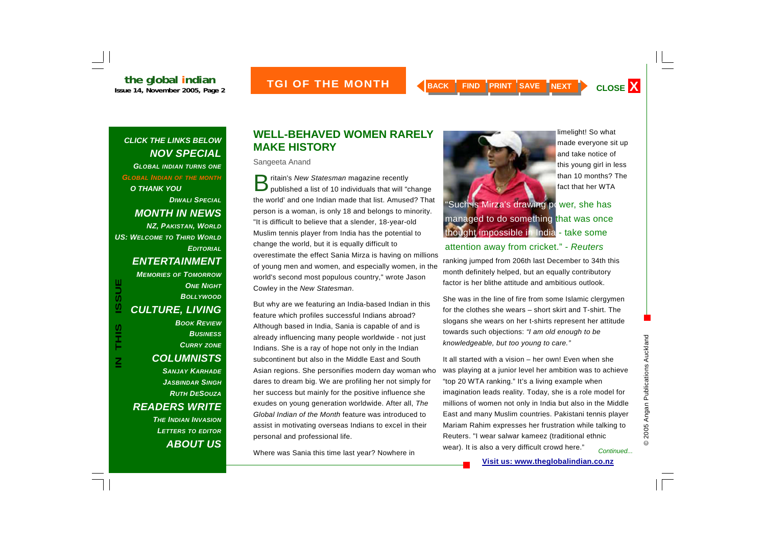## WELL-BEHAVED WOMEN RARELY MAKE HISTORY

Sangeeta Anand

Britain's *New Statesman* magazine recently published a list of 10 individuals that will "change the world' and one Indian made that list. Amused? That person is a woman, is only 18 and belongs to minority. "It is difficult to believe that a slender, 18-year-old Muslim tennis player from India has the potential to change the world, but it is equally difficult to overestimate the effect Sania Mirza is having on millions of young men and women, and especially women, in the world's second most populous country," wrote Jason Cowley in the *New Statesman*.

But why are we featuring an India-based Indian in this feature which profiles successful Indians abroad? Although based in India, Sania is capable of and is already influencing many people worldwide - not just Indians. She is a ray of hope not only in the Indian subcontinent but also in the Middle East and South Asian regions. She personifies modern day woman who dares to dream big. We are profiling her not simply for her success but mainly for the positive influence she exudes on young generation worldwide. After all, *The Global Indian of the Month* feature was introduced to assist in motivating overseas Indians to excel in their personal and professional life.

Where was Sania this time last year? Nowhere in limelight! So what made everyone sit up and take notice of this young girl in less than 10 months? The fact that her WTA ranking jumped from 206th last December to 34th this month definitely helped, but an equally contributory factor is her blithe attitude and ambitious outlook.

"Such is Mirza's drawing power, she has managed to do something that was once thought impossible in India - take some attention away from cricket." - *Reuters*

She was in the line of fire from some Islamic clergymen for the clothes she wears – short skirt and T-shirt. The slogans she wears on her t-shirts represent her attitude towards such objections: *"I am old enough to be knowledgeable, but too young to care."*

It all started with a vision – her own! Even when she was playing at a junior level her ambition was to achieve "top 20 WTA ranking." It's a living example when imagination leads reality. Today, she is a role model for millions of women not only in India but also in the Middle East and many Muslim countries. Pakistani tennis player Mariam Rahim expresses her frustration while talking to Reuters. "I wear salwar kameez (traditional ethnic wear). It is also a very difficult crowd here."

*Continued...*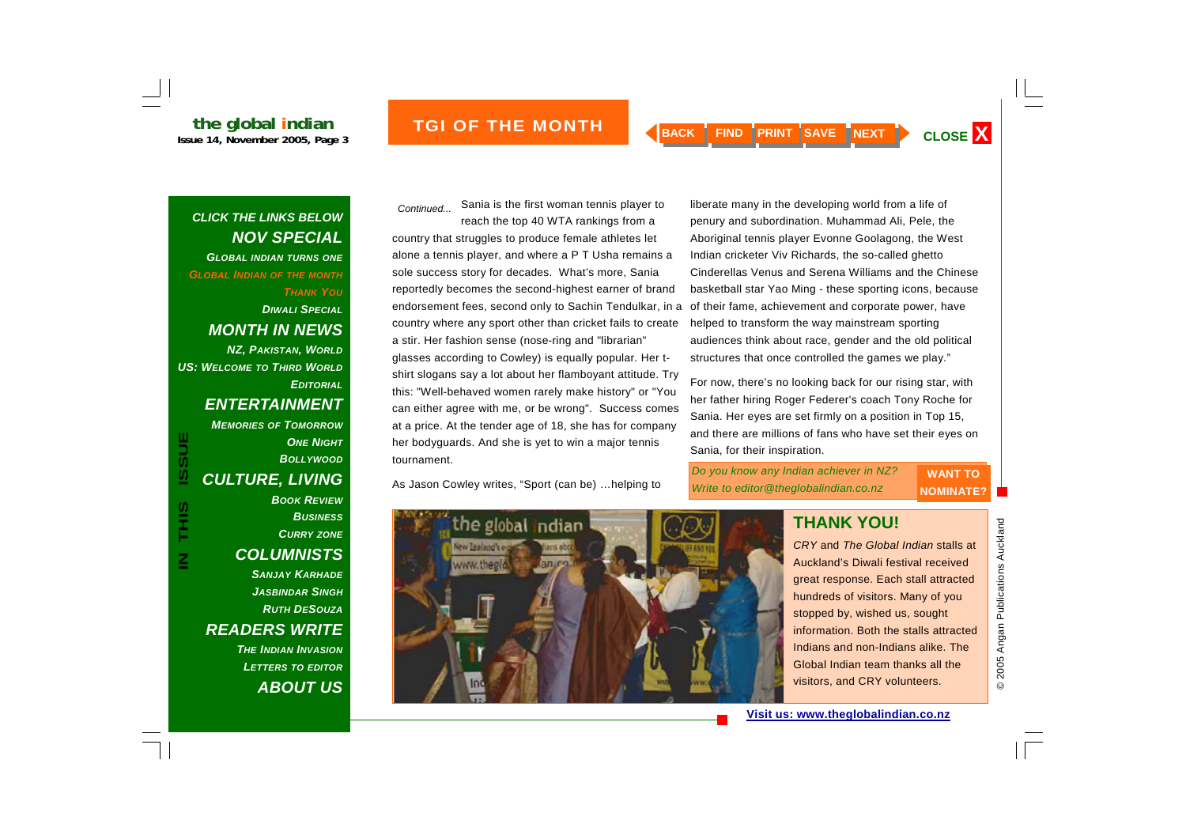## TGI OF THE MONTH

*Continued...* Sania is the first woman tennis player to reach the top 40 WTA rankings from a country that struggles to produce female athletes let alone a tennis player, and where a P T Usha remains a sole success story for decades. What's more, Sania reportedly becomes the second-highest earner of brand endorsement fees, second only to Sachin Tendulkar, in a country where any sport other than cricket fails to create a stir. Her fashion sense (nose-ring and "librarian" glasses according to Cowley) is equally popular. Her t-shirt slogans say a lot about her flamboyant attitude. Try this: "Well-behaved women rarely make history" or "You can either agree with me, or be wrong". Success comes at a price. At the tender age of 18, she has for company her bodyguards. And she is yet to win a major tennis tournament.

As Jason Cowley writes, "Sport (can be) …helping to liberate many in the developing world from a life of penury and subordination. Muhammad Ali, Pele, the Aboriginal tennis player Evonne Goolagong, the West Indian cricketer Viv Richards, the so-called ghetto Cinderellas Venus and Serena Williams and the Chinese basketball star Yao Ming - these sporting icons, because of their fame, achievement and corporate power, have helped to transform the way mainstream sporting audiences think about race, gender and the old political structures that once controlled the games we play."

For now, there's no looking back for our rising star, with her father hiring Roger Federer's coach Tony Roche for Sania. Her eyes are set firmly on a position in Top 15, and there are millions of fans who have set their eyes on Sania, for their inspiration.

*Do you know any Indian achiever in NZ? Write to editor@theglobalindian.co.nz*

**WANT TO NOMINATE?**

## THANK YOU!

*CRY* and *The Global Indian* stalls at Auckland's Diwali festival received great response. Each stall attracted hundreds of visitors. Many of you stopped by, wished us, sought information. Both the stalls attracted Indians and non-Indians alike. The Global Indian team thanks all the visitors, and CRY volunteers.

**Visit us: www.theglobalindian.co.nz**

© 2005 Angan Publications Auckland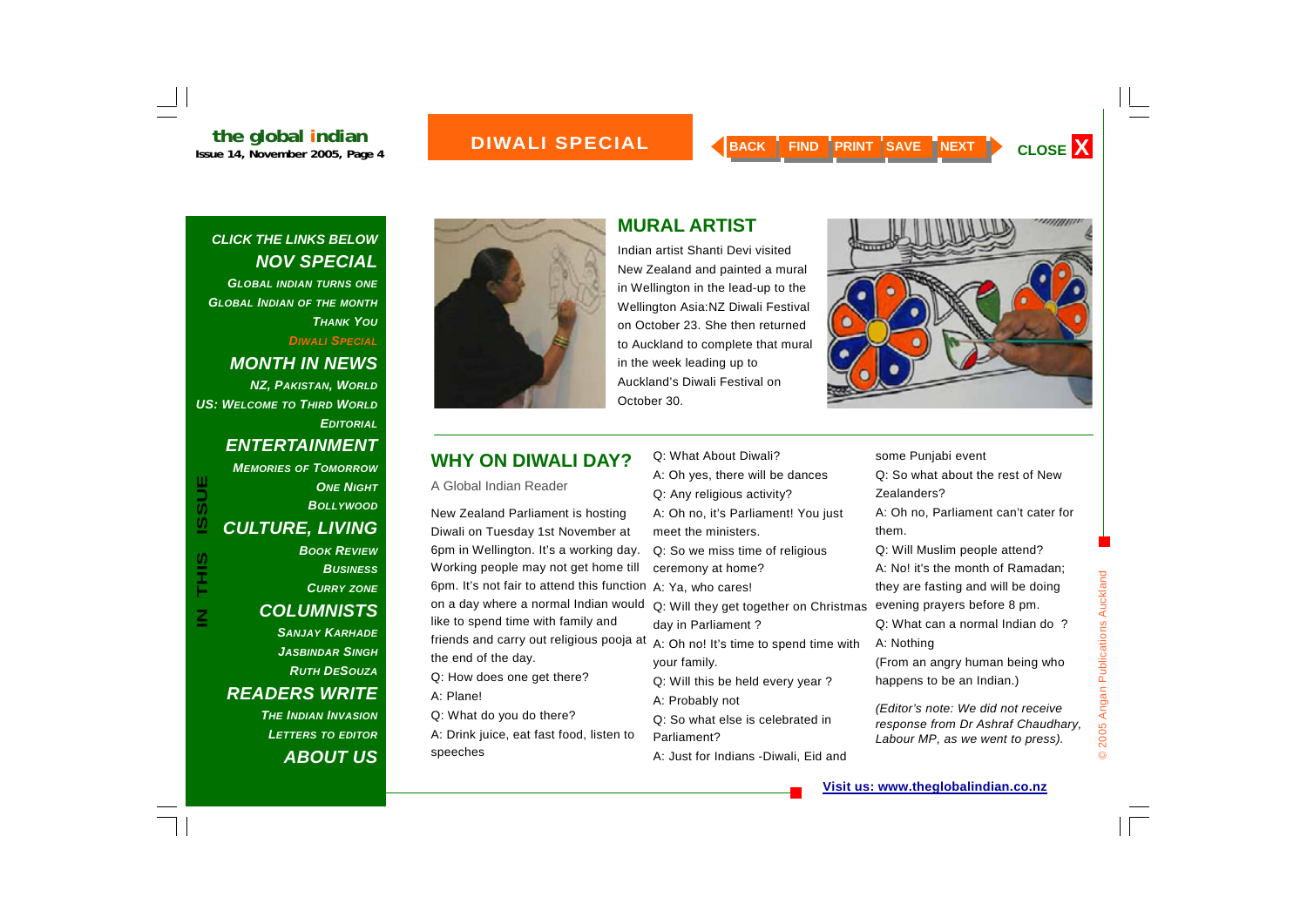## MURAL ARTIST

Indian artist Shanti Devi visited New Zealand and painted a mural in Wellington in the lead-up to the Wellington Asia:NZ Diwali Festival on October 23. She then returned to Auckland to complete that mural in the week leading up to Auckland's Diwali Festival on October 30.

## WHY ON DIWALI DAY?

A Global Indian Reader

New Zealand Parliament is hosting Diwali on Tuesday 1st November at 6pm in Wellington. It's a working day. Working people may not get home till 6pm. It's not fair to attend this function on a day where a normal Indian would like to spend time with family and friends and carry out religious pooja at the end of the day.

Q: How does one get there?

A: Plane!

Q: What do you do there?

A: Drink juice, eat fast food, listen to speeches

Q: What About Diwali?

A: Oh yes, there will be dances

Q: Any religious activity?

A: Oh no, it's Parliament! You just meet the ministers.

Q: So we miss time of religious ceremony at home?

A: Ya, who cares!

Q: Will they get together on Christmas day in Parliament ?

A: Oh no! It's time to spend time with your family.

Q: Will this be held every year ?

A: Probably not

Q: So what else is celebrated in Parliament?

A: Just for Indians -Diwali, Eid and some Punjabi event

Q: So what about the rest of New Zealanders?

A: Oh no, Parliament can't cater for them.

Q: Will Muslim people attend?

A: No! it's the month of Ramadan; they are fasting and will be doing evening prayers before 8 pm.

Q: What can a normal Indian do ?

A: Nothing

(From an angry human being who happens to be an Indian.)

*(Editor's note: We did not receive response from Dr Ashraf Chaudhary, Labour MP, as we went to press).*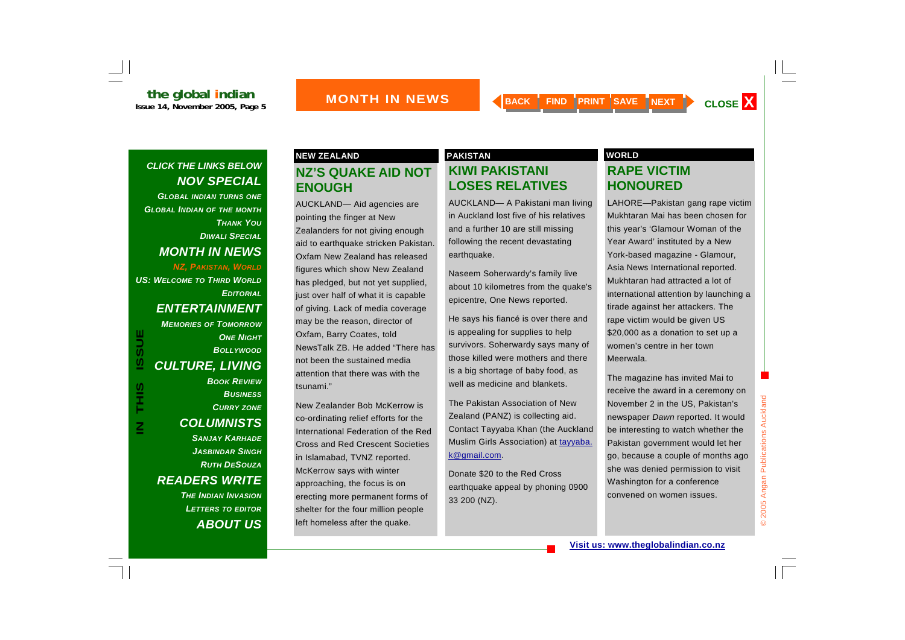# MONTH IN NEWS

## NEW ZEALAND

### NZ'S QUAKE AID NOT ENOUGH

AUCKLAND— Aid agencies are pointing the finger at New Zealanders for not giving enough aid to earthquake stricken Pakistan. Oxfam New Zealand has released figures which show New Zealand has pledged, but not yet supplied, just over half of what it is capable of giving. Lack of media coverage may be the reason, director of Oxfam, Barry Coates, told NewsTalk ZB. He added "There has not been the sustained media attention that there was with the tsunami."

New Zealander Bob McKerrow is co-ordinating relief efforts for the International Federation of the Red Cross and Red Crescent Societies in Islamabad, TVNZ reported. McKerrow says with winter approaching, the focus is on erecting more permanent forms of shelter for the four million people left homeless after the quake.

## PAKISTAN

### KIWI PAKISTANI LOSES RELATIVES

AUCKLAND— A Pakistani man living in Auckland lost five of his relatives and a further 10 are still missing following the recent devastating earthquake.

Naseem Soherwardy's family live about 10 kilometres from the quake's epicentre, One News reported.

He says his fiancé is over there and is appealing for supplies to help survivors. Soherwardy says many of those killed were mothers and there is a big shortage of baby food, as well as medicine and blankets.

The Pakistan Association of New Zealand (PANZ) is collecting aid. Contact Tayyaba Khan (the Auckland Muslim Girls Association) at tayyaba.k@gmail.com.

Donate $20 to the Red Cross earthquake appeal by phoning 0900 33 200 (NZ).

## WORLD

### RAPE VICTIM HONOURED

LAHORE—Pakistan gang rape victim Mukhtaran Mai has been chosen for this year's 'Glamour Woman of the Year Award' instituted by a New York-based magazine - Glamour, Asia News International reported. Mukhtaran had attracted a lot of international attention by launching a tirade against her attackers. The rape victim would be given US $20,000 as a donation to set up a women's centre in her town Meerwala.

The magazine has invited Mai to receive the award in a ceremony on November 2 in the US, Pakistan's newspaper *Dawn* reported. It would be interesting to watch whether the Pakistan government would let her go, because a couple of months ago she was denied permission to visit Washington for a conference convened on women issues.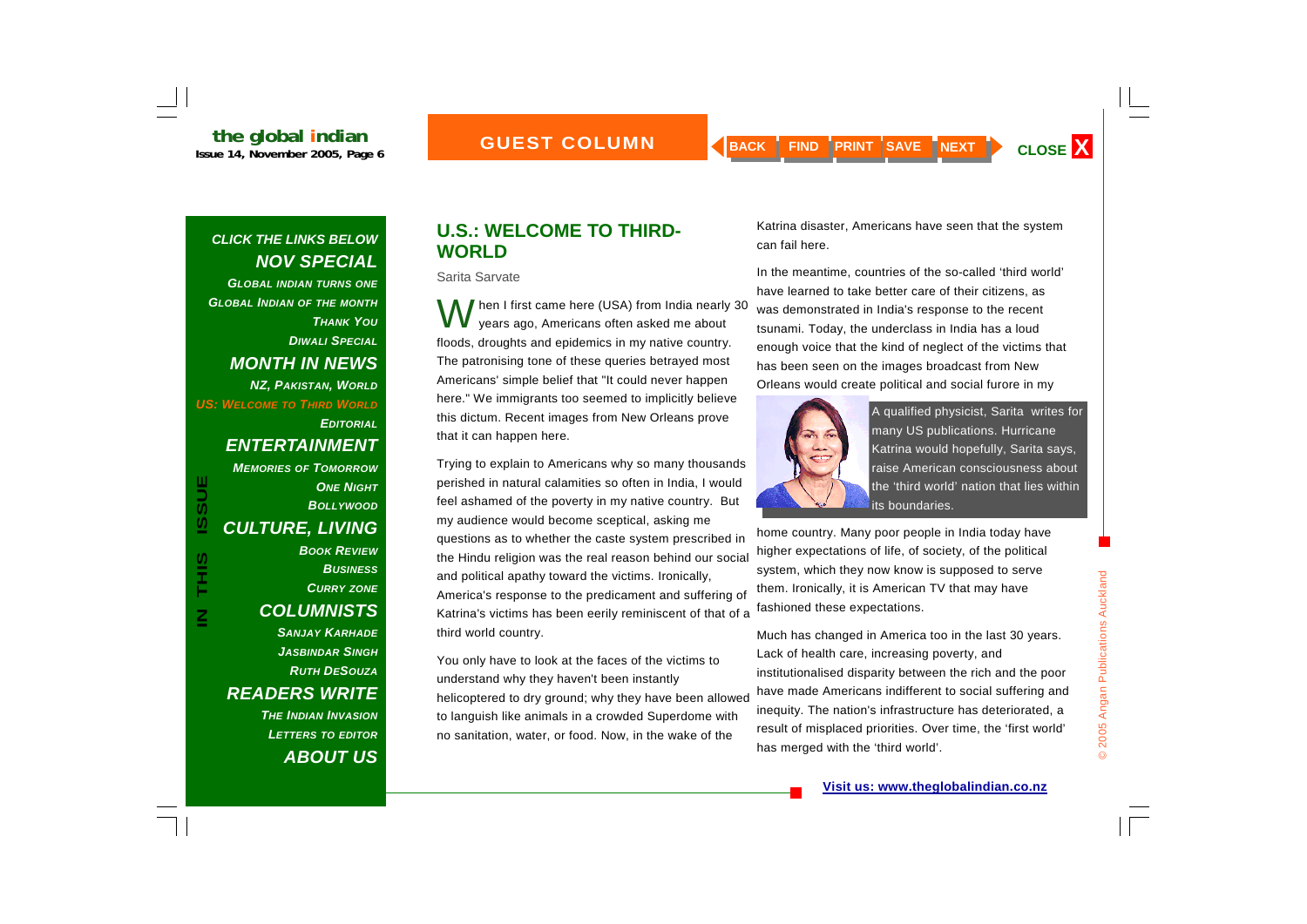## U.S.: WELCOME TO THIRD-WORLD

Sarita Sarvate

When I first came here (USA) from India nearly 30 years ago, Americans often asked me about floods, droughts and epidemics in my native country. The patronising tone of these queries betrayed most Americans' simple belief that "It could never happen here." We immigrants too seemed to implicitly believe this dictum. Recent images from New Orleans prove that it can happen here.

Trying to explain to Americans why so many thousands perished in natural calamities so often in India, I would feel ashamed of the poverty in my native country. But my audience would become sceptical, asking me questions as to whether the caste system prescribed in the Hindu religion was the real reason behind our social and political apathy toward the victims. Ironically, America's response to the predicament and suffering of Katrina's victims has been eerily reminiscent of that of a third world country.

You only have to look at the faces of the victims to understand why they haven't been instantly helicoptered to dry ground; why they have been allowed to languish like animals in a crowded Superdome with no sanitation, water, or food. Now, in the wake of the Katrina disaster, Americans have seen that the system can fail here.

In the meantime, countries of the so-called 'third world' have learned to take better care of their citizens, as was demonstrated in India's response to the recent tsunami. Today, the underclass in India has a loud enough voice that the kind of neglect of the victims that has been seen on the images broadcast from New Orleans would create political and social furore in my home country. Many poor people in India today have higher expectations of life, of society, of the political system, which they now know is supposed to serve them. Ironically, it is American TV that may have fashioned these expectations.

A qualified physicist, Sarita writes for many US publications. Hurricane Katrina would hopefully, Sarita says, raise American consciousness about the 'third world' nation that lies within its boundaries.

Much has changed in America too in the last 30 years. Lack of health care, increasing poverty, and institutionalised disparity between the rich and the poor have made Americans indifferent to social suffering and inequity. The nation's infrastructure has deteriorated, a result of misplaced priorities. Over time, the 'first world' has merged with the 'third world'.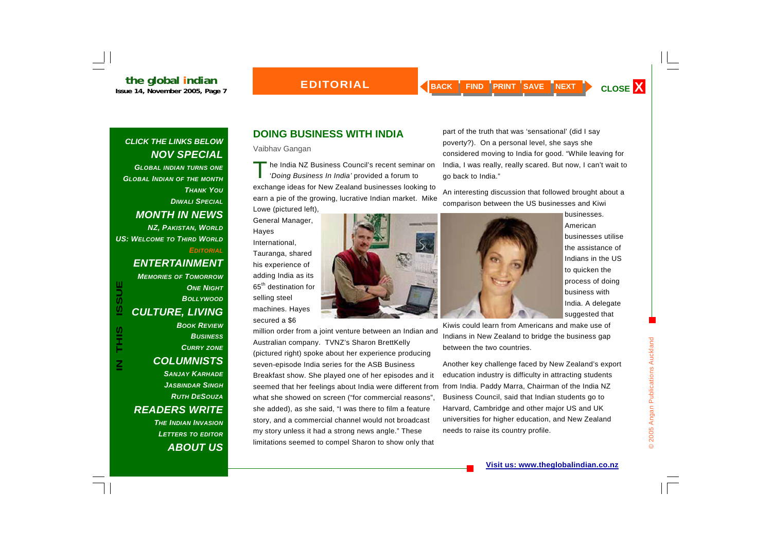## DOING BUSINESS WITH INDIA

Vaibhav Gangan

The India NZ Business Council's recent seminar on '*Doing Business In India*' provided a forum to exchange ideas for New Zealand businesses looking to earn a pie of the growing, lucrative Indian market. Mike Lowe (pictured left), General Manager, Hayes International, Tauranga, shared his experience of adding India as its 65th destination for selling steel machines. Hayes secured a $6 million order from a joint venture between an Indian and Australian company. TVNZ's Sharon BrettKelly (pictured right) spoke about her experience producing seven-episode India series for the ASB Business Breakfast show. She played one of her episodes and it seemed that her feelings about India were different from what she showed on screen ("for commercial reasons", she added), as she said, "I was there to film a feature story, and a commercial channel would not broadcast my story unless it had a strong news angle." These limitations seemed to compel Sharon to show only that part of the truth that was 'sensational' (did I say poverty?). On a personal level, she says she considered moving to India for good. "While leaving for India, I was really, really scared. But now, I can't wait to go back to India."

An interesting discussion that followed brought about a comparison between the US businesses and Kiwi businesses. American businesses utilise the assistance of Indians in the US to quicken the process of doing business with India. A delegate suggested that Kiwis could learn from Americans and make use of Indians in New Zealand to bridge the business gap between the two countries.

Another key challenge faced by New Zealand's export education industry is difficulty in attracting students from India. Paddy Marra, Chairman of the India NZ Business Council, said that Indian students go to Harvard, Cambridge and other major US and UK universities for higher education, and New Zealand needs to raise its country profile.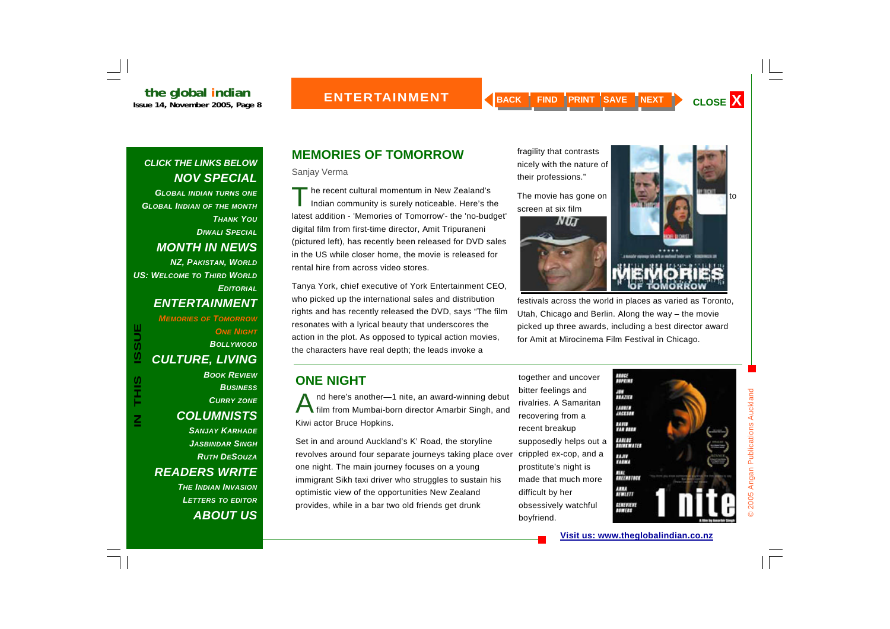## MEMORIES OF TOMORROW

Sanjay Verma

The recent cultural momentum in New Zealand's Indian community is surely noticeable. Here's the latest addition - 'Memories of Tomorrow'- the 'no-budget' digital film from first-time director, Amit Tripuraneni (pictured left), has recently been released for DVD sales in the US while closer home, the movie is released for rental hire from across video stores.

Tanya York, chief executive of York Entertainment CEO, who picked up the international sales and distribution rights and has recently released the DVD, says "The film resonates with a lyrical beauty that underscores the action in the plot. As opposed to typical action movies, the characters have real depth; the leads invoke a fragility that contrasts nicely with the nature of their professions."

The movie has gone on to screen at six film festivals across the world in places as varied as Toronto, Utah, Chicago and Berlin. Along the way – the movie picked up three awards, including a best director award for Amit at Mirocinema Film Festival in Chicago.

## ONE NIGHT

And here's another—1 nite, an award-winning debut film from Mumbai-born director Amarbir Singh, and Kiwi actor Bruce Hopkins.

Set in and around Auckland's K' Road, the storyline revolves around four separate journeys taking place over one night. The main journey focuses on a young immigrant Sikh taxi driver who struggles to sustain his optimistic view of the opportunities New Zealand provides, while in a bar two old friends get drunk together and uncover bitter feelings and rivalries. A Samaritan recovering from a recent breakup supposedly helps out a crippled ex-cop, and a prostitute's night is made that much more difficult by her obsessively watchful boyfriend.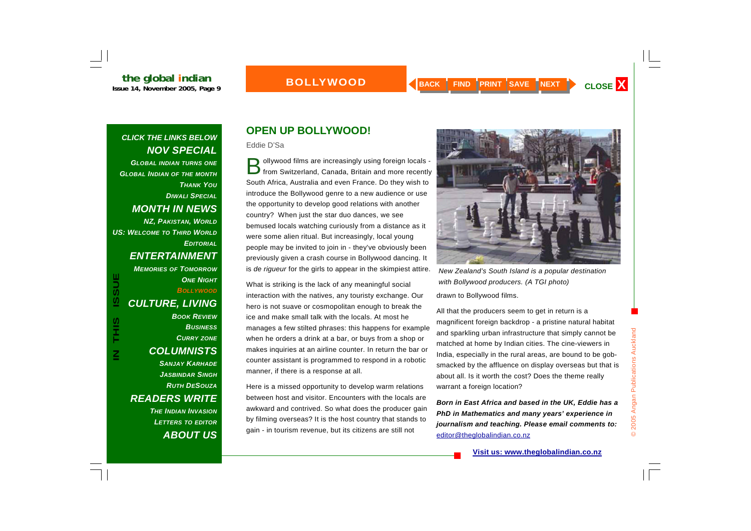## OPEN UP BOLLYWOOD!

Eddie D'Sa

Bollywood films are increasingly using foreign locals - from Switzerland, Canada, Britain and more recently South Africa, Australia and even France. Do they wish to introduce the Bollywood genre to a new audience or use the opportunity to develop good relations with another country? When just the star duo dances, we see bemused locals watching curiously from a distance as it were some alien ritual. But increasingly, local young people may be invited to join in - they've obviously been previously given a crash course in Bollywood dancing. It is *de rigueur* for the girls to appear in the skimpiest attire.

What is striking is the lack of any meaningful social interaction with the natives, any touristy exchange. Our hero is not suave or cosmopolitan enough to break the ice and make small talk with the locals. At most he manages a few stilted phrases: this happens for example when he orders a drink at a bar, or buys from a shop or makes inquiries at an airline counter. In return the bar or counter assistant is programmed to respond in a robotic manner, if there is a response at all.

Here is a missed opportunity to develop warm relations between host and visitor. Encounters with the locals are awkward and contrived. So what does the producer gain by filming overseas? It is the host country that stands to gain - in tourism revenue, but its citizens are still not drawn to Bollywood films.

*New Zealand's South Island is a popular destination with Bollywood producers. (A TGI photo)*

All that the producers seem to get in return is a magnificent foreign backdrop - a pristine natural habitat and sparkling urban infrastructure that simply cannot be matched at home by Indian cities. The cine-viewers in India, especially in the rural areas, are bound to be gob-smacked by the affluence on display overseas but that is about all. Is it worth the cost? Does the theme really warrant a foreign location?

***Born in East Africa and based in the UK, Eddie has a PhD in Mathematics and many years' experience in journalism and teaching. Please email comments to:*** editor@theglobalindian.co.nz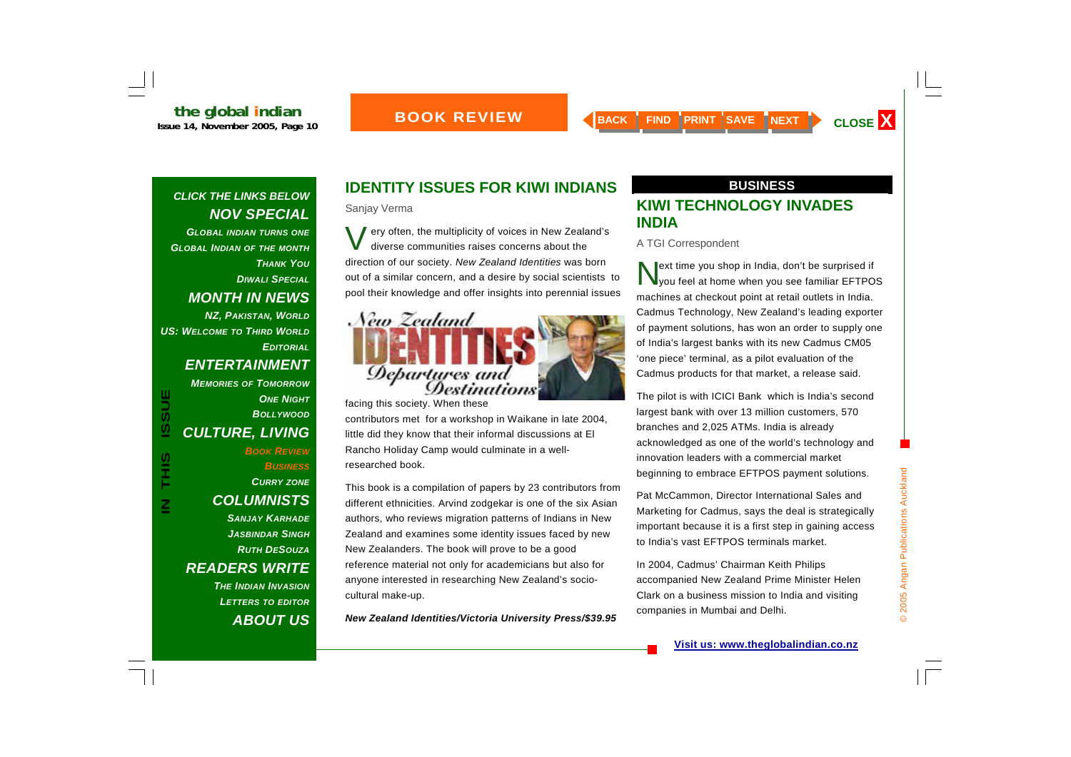## BOOK REVIEW

# IDENTITY ISSUES FOR KIWI INDIANS

Sanjay Verma

Very often, the multiplicity of voices in New Zealand's diverse communities raises concerns about the direction of our society. *New Zealand Identities* was born out of a similar concern, and a desire by social scientists to pool their knowledge and offer insights into perennial issues facing this society. When these contributors met for a workshop in Waikane in late 2004, little did they know that their informal discussions at El Rancho Holiday Camp would culminate in a well-researched book.

This book is a compilation of papers by 23 contributors from different ethnicities. Arvind zodgekar is one of the six Asian authors, who reviews migration patterns of Indians in New Zealand and examines some identity issues faced by new New Zealanders. The book will prove to be a good reference material not only for academicians but also for anyone interested in researching New Zealand's socio-cultural make-up.

***New Zealand Identities/Victoria University Press/$39.95***

## BUSINESS

# KIWI TECHNOLOGY INVADES INDIA

A TGI Correspondent

Next time you shop in India, don't be surprised if you feel at home when you see familiar EFTPOS machines at checkout point at retail outlets in India. Cadmus Technology, New Zealand's leading exporter of payment solutions, has won an order to supply one of India's largest banks with its new Cadmus CM05 'one piece' terminal, as a pilot evaluation of the Cadmus products for that market, a release said.

The pilot is with ICICI Bank which is India's second largest bank with over 13 million customers, 570 branches and 2,025 ATMs. India is already acknowledged as one of the world's technology and innovation leaders with a commercial market beginning to embrace EFTPOS payment solutions.

Pat McCammon, Director International Sales and Marketing for Cadmus, says the deal is strategically important because it is a first step in gaining access to India's vast EFTPOS terminals market.

In 2004, Cadmus' Chairman Keith Philips accompanied New Zealand Prime Minister Helen Clark on a business mission to India and visiting companies in Mumbai and Delhi.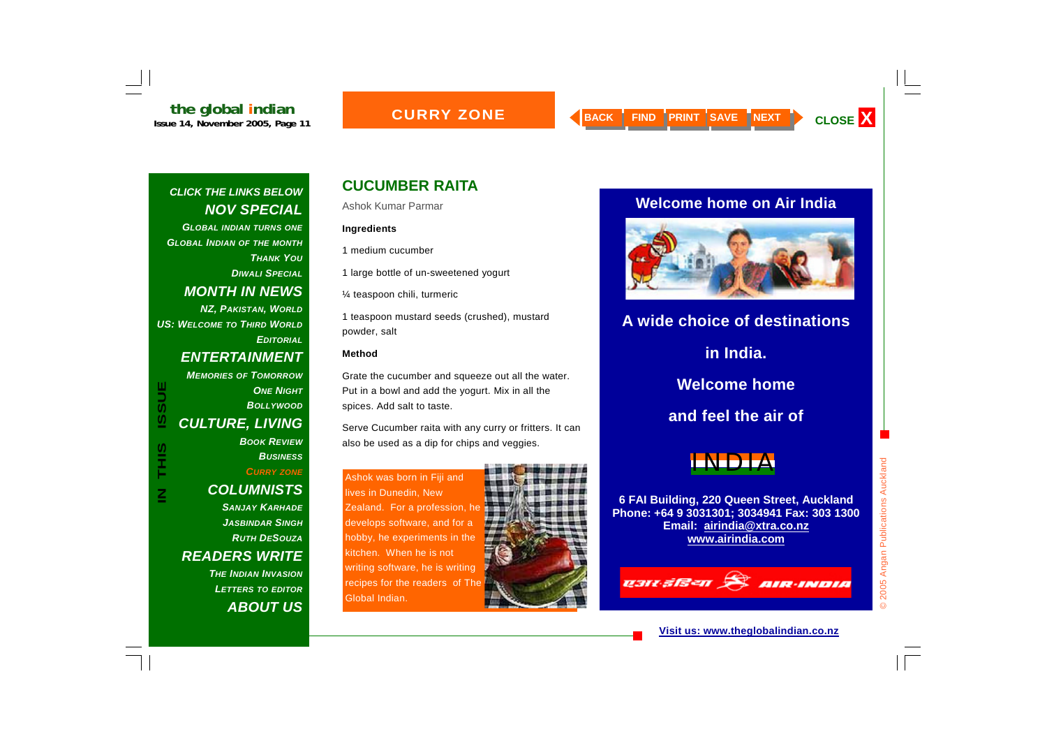## CUCUMBER RAITA

Ashok Kumar Parmar

**Ingredients**

1 medium cucumber

1 large bottle of un-sweetened yogurt

¼ teaspoon chili, turmeric

1 teaspoon mustard seeds (crushed), mustard powder, salt

**Method**

Grate the cucumber and squeeze out all the water. Put in a bowl and add the yogurt. Mix in all the spices. Add salt to taste.

Serve Cucumber raita with any curry or fritters. It can also be used as a dip for chips and veggies.

Ashok was born in Fiji and lives in Dunedin, New Zealand. For a profession, he develops software, and for a hobby, he experiments in the kitchen. When he is not writing software, he is writing recipes for the readers of The Global Indian.

**Welcome home on Air India**

**A wide choice of destinations in India.**

**Welcome home and feel the air of**

INDIA

**6 FAI Building, 220 Queen Street, Auckland**
**Phone: +64 9 3031301; 3034941 Fax: 303 1300**
**Email: airindia@xtra.co.nz**
**www.airindia.com**

AIR-INDIA

**Visit us: www.theglobalindian.co.nz**

© 2005 Angan Publications Auckland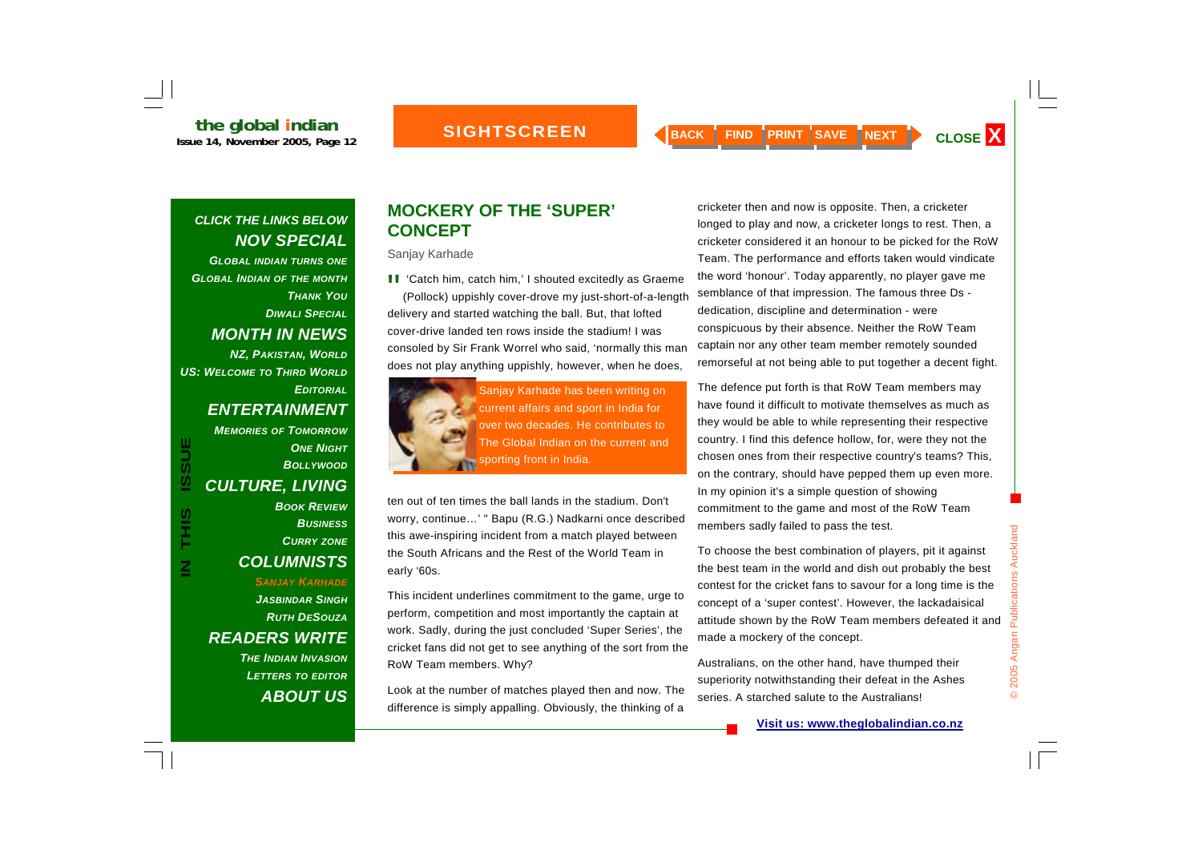## MOCKERY OF THE 'SUPER' CONCEPT

Sanjay Karhade

" 'Catch him, catch him,' I shouted excitedly as Graeme (Pollock) uppishly cover-drove my just-short-of-a-length delivery and started watching the ball. But, that lofted cover-drive landed ten rows inside the stadium! I was consoled by Sir Frank Worrel who said, 'normally this man does not play anything uppishly, however, when he does, ten out of ten times the ball lands in the stadium. Don't worry, continue…' " Bapu (R.G.) Nadkarni once described this awe-inspiring incident from a match played between the South Africans and the Rest of the World Team in early '60s.

Sanjay Karhade has been writing on current affairs and sport in India for over two decades. He contributes to The Global Indian on the current and sporting front in India.

This incident underlines commitment to the game, urge to perform, competition and most importantly the captain at work. Sadly, during the just concluded 'Super Series', the cricket fans did not get to see anything of the sort from the RoW Team members. Why?

Look at the number of matches played then and now. The difference is simply appalling. Obviously, the thinking of a cricketer then and now is opposite. Then, a cricketer longed to play and now, a cricketer longs to rest. Then, a cricketer considered it an honour to be picked for the RoW Team. The performance and efforts taken would vindicate the word 'honour'. Today apparently, no player gave me semblance of that impression. The famous three Ds - dedication, discipline and determination - were conspicuous by their absence. Neither the RoW Team captain nor any other team member remotely sounded remorseful at not being able to put together a decent fight.

The defence put forth is that RoW Team members may have found it difficult to motivate themselves as much as they would be able to while representing their respective country. I find this defence hollow, for, were they not the chosen ones from their respective country's teams? This, on the contrary, should have pepped them up even more. In my opinion it's a simple question of showing commitment to the game and most of the RoW Team members sadly failed to pass the test.

To choose the best combination of players, pit it against the best team in the world and dish out probably the best contest for the cricket fans to savour for a long time is the concept of a 'super contest'. However, the lackadaisical attitude shown by the RoW Team members defeated it and made a mockery of the concept.

Australians, on the other hand, have thumped their superiority notwithstanding their defeat in the Ashes series. A starched salute to the Australians!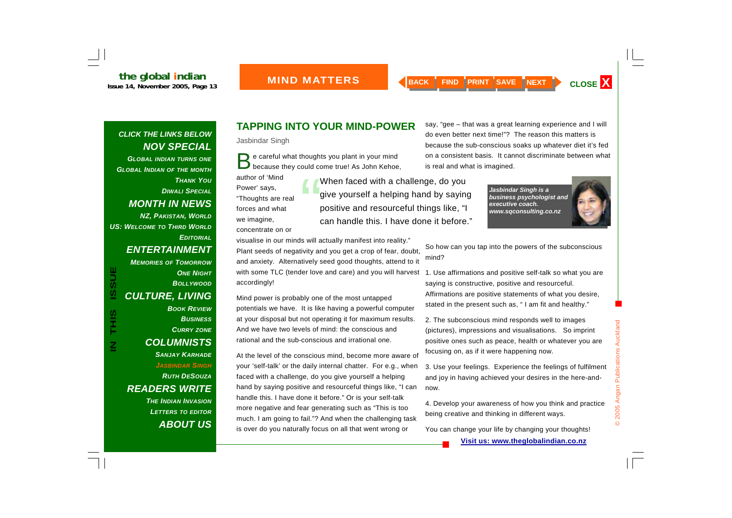## TAPPING INTO YOUR MIND-POWER

Jasbindar Singh

Be careful what thoughts you plant in your mind because they could come true! As John Kehoe, author of 'Mind Power' says, "Thoughts are real forces and what we imagine, concentrate on or visualise in our minds will actually manifest into reality." Plant seeds of negativity and you get a crop of fear, doubt, and anxiety. Alternatively seed good thoughts, attend to it with some TLC (tender love and care) and you will harvest accordingly!

> "When faced with a challenge, do you give yourself a helping hand by saying positive and resourceful things like, "I can handle this. I have done it before."

Mind power is probably one of the most untapped potentials we have. It is like having a powerful computer at your disposal but not operating it for maximum results. And we have two levels of mind: the conscious and rational and the sub-conscious and irrational one.

At the level of the conscious mind, become more aware of your 'self-talk' or the daily internal chatter. For e.g., when faced with a challenge, do you give yourself a helping hand by saying positive and resourceful things like, "I can handle this. I have done it before." Or is your self-talk more negative and fear generating such as "This is too much. I am going to fail."? And when the challenging task is over do you naturally focus on all that went wrong or say, "gee – that was a great learning experience and I will do even better next time!"? The reason this matters is because the sub-conscious soaks up whatever diet it's fed on a consistent basis. It cannot discriminate between what is real and what is imagined.

*Jasbindar Singh is a business psychologist and executive coach. www.sqconsulting.co.nz*

So how can you tap into the powers of the subconscious mind?

1. Use affirmations and positive self-talk so what you are saying is constructive, positive and resourceful. Affirmations are positive statements of what you desire, stated in the present such as, " I am fit and healthy."

2. The subconscious mind responds well to images (pictures), impressions and visualisations. So imprint positive ones such as peace, health or whatever you are focusing on, as if it were happening now.

3. Use your feelings. Experience the feelings of fulfilment and joy in having achieved your desires in the here-and-now.

4. Develop your awareness of how you think and practice being creative and thinking in different ways.

You can change your life by changing your thoughts!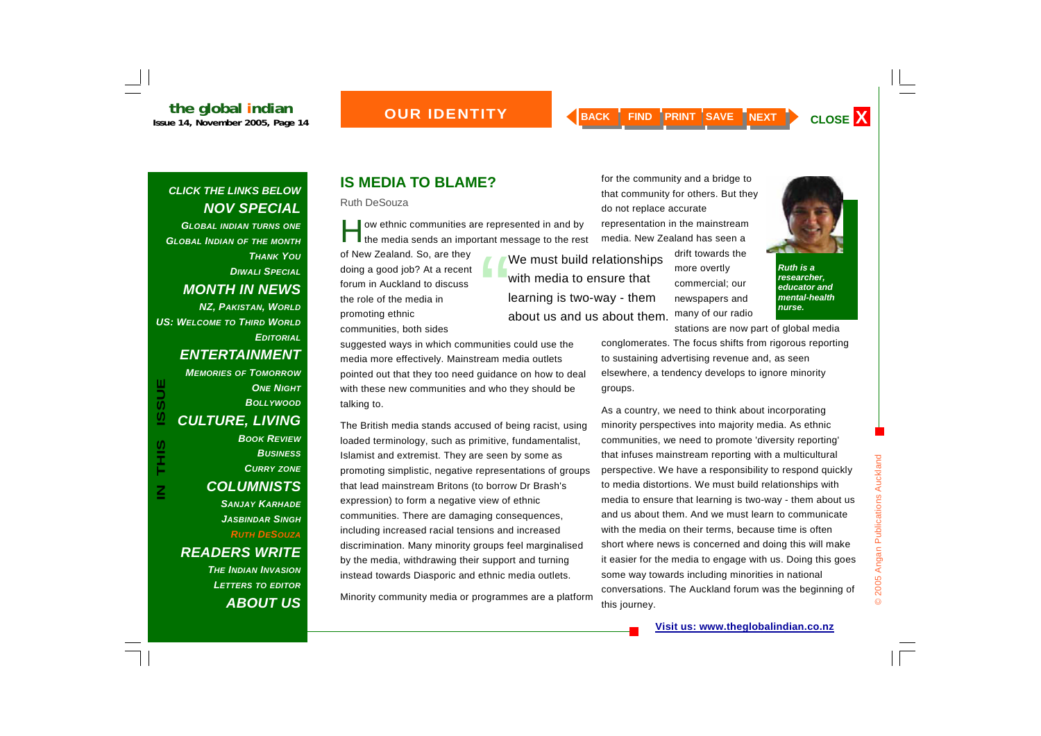## IS MEDIA TO BLAME?

Ruth DeSouza

How ethnic communities are represented in and by the media sends an important message to the rest of New Zealand. So, are they doing a good job? At a recent forum in Auckland to discuss the role of the media in promoting ethnic communities, both sides suggested ways in which communities could use the media more effectively. Mainstream media outlets pointed out that they too need guidance on how to deal with these new communities and who they should be talking to.

> "We must build relationships with media to ensure that learning is two-way - them about us and us about them.

The British media stands accused of being racist, using loaded terminology, such as primitive, fundamentalist, Islamist and extremist. They are seen by some as promoting simplistic, negative representations of groups that lead mainstream Britons (to borrow Dr Brash's expression) to form a negative view of ethnic communities. There are damaging consequences, including increased racial tensions and increased discrimination. Many minority groups feel marginalised by the media, withdrawing their support and turning instead towards Diasporic and ethnic media outlets.

Minority community media or programmes are a platform for the community and a bridge to that community for others. But they do not replace accurate representation in the mainstream media. New Zealand has seen a drift towards the more overtly commercial; our newspapers and many of our radio stations are now part of global media conglomerates. The focus shifts from rigorous reporting to sustaining advertising revenue and, as seen elsewhere, a tendency develops to ignore minority groups.

*Ruth is a researcher, educator and mental-health nurse.*

As a country, we need to think about incorporating minority perspectives into majority media. As ethnic communities, we need to promote 'diversity reporting' that infuses mainstream reporting with a multicultural perspective. We have a responsibility to respond quickly to media distortions. We must build relationships with media to ensure that learning is two-way - them about us and us about them. And we must learn to communicate with the media on their terms, because time is often short where news is concerned and doing this will make it easier for the media to engage with us. Doing this goes some way towards including minorities in national conversations. The Auckland forum was the beginning of this journey.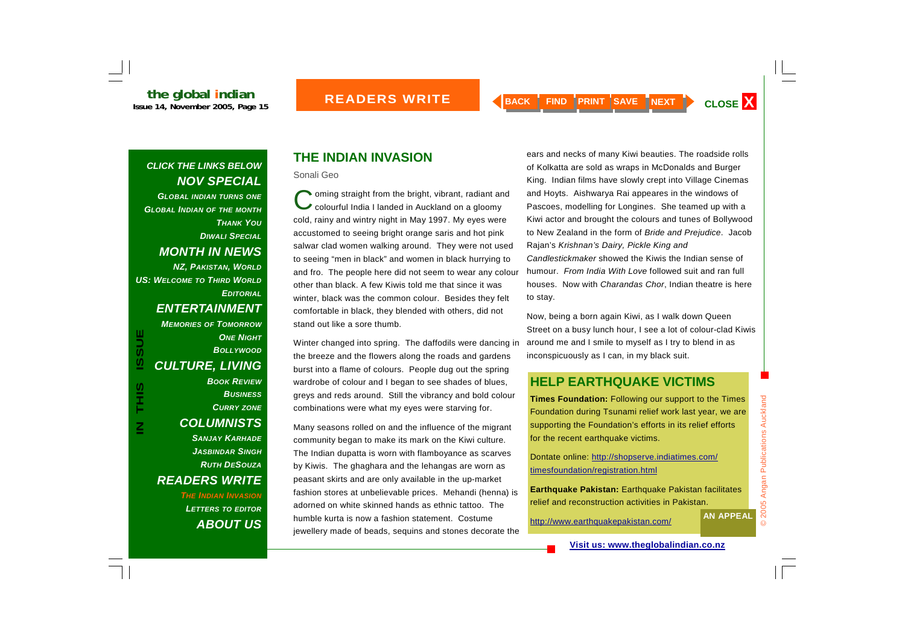## THE INDIAN INVASION

Sonali Geo

Coming straight from the bright, vibrant, radiant and colourful India I landed in Auckland on a gloomy cold, rainy and wintry night in May 1997. My eyes were accustomed to seeing bright orange saris and hot pink salwar clad women walking around. They were not used to seeing "men in black" and women in black hurrying to and fro. The people here did not seem to wear any colour other than black. A few Kiwis told me that since it was winter, black was the common colour. Besides they felt comfortable in black, they blended with others, did not stand out like a sore thumb.

Winter changed into spring. The daffodils were dancing in the breeze and the flowers along the roads and gardens burst into a flame of colours. People dug out the spring wardrobe of colour and I began to see shades of blues, greys and reds around. Still the vibrancy and bold colour combinations were what my eyes were starving for.

Many seasons rolled on and the influence of the migrant community began to make its mark on the Kiwi culture. The Indian dupatta is worn with flamboyance as scarves by Kiwis. The ghaghara and the lehangas are worn as peasant skirts and are only available in the up-market fashion stores at unbelievable prices. Mehandi (henna) is adorned on white skinned hands as ethnic tattoo. The humble kurta is now a fashion statement. Costume jewellery made of beads, sequins and stones decorate the ears and necks of many Kiwi beauties. The roadside rolls of Kolkatta are sold as wraps in McDonalds and Burger King. Indian films have slowly crept into Village Cinemas and Hoyts. Aishwarya Rai appeares in the windows of Pascoes, modelling for Longines. She teamed up with a Kiwi actor and brought the colours and tunes of Bollywood to New Zealand in the form of *Bride and Prejudice*. Jacob Rajan's *Krishnan's Dairy, Pickle King and Candlestickmaker* showed the Kiwis the Indian sense of humour. *From India With Love* followed suit and ran full houses. Now with *Charandas Chor*, Indian theatre is here to stay.

Now, being a born again Kiwi, as I walk down Queen Street on a busy lunch hour, I see a lot of colour-clad Kiwis around me and I smile to myself as I try to blend in as inconspicuously as I can, in my black suit.

## HELP EARTHQUAKE VICTIMS

**Times Foundation:** Following our support to the Times Foundation during Tsunami relief work last year, we are supporting the Foundation's efforts in its relief efforts for the recent earthquake victims.

Dontate online: http://shopserve.indiatimes.com/timesfoundation/registration.html

**Earthquake Pakistan:** Earthquake Pakistan facilitates relief and reconstruction activities in Pakistan.

http://www.earthquakepakistan.com/

**AN APPEAL**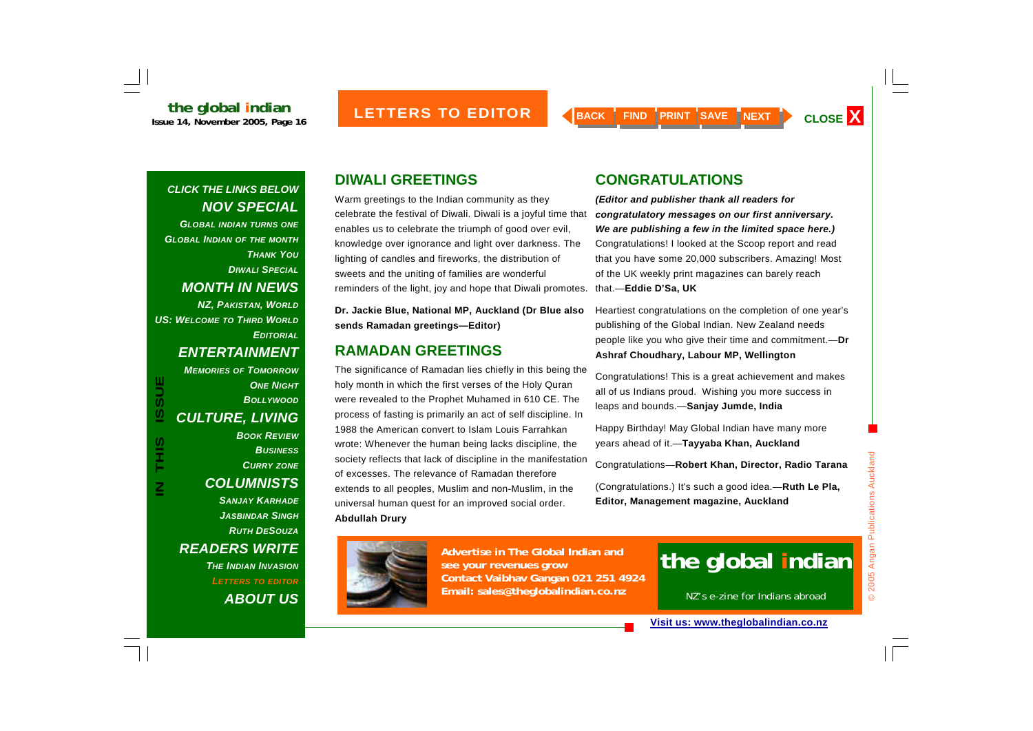## DIWALI GREETINGS

Warm greetings to the Indian community as they celebrate the festival of Diwali. Diwali is a joyful time that enables us to celebrate the triumph of good over evil, knowledge over ignorance and light over darkness. The lighting of candles and fireworks, the distribution of sweets and the uniting of families are wonderful reminders of the light, joy and hope that Diwali promotes.

**Dr. Jackie Blue, National MP, Auckland (Dr Blue also sends Ramadan greetings—Editor)**

## RAMADAN GREETINGS

The significance of Ramadan lies chiefly in this being the holy month in which the first verses of the Holy Quran were revealed to the Prophet Muhamed in 610 CE. The process of fasting is primarily an act of self discipline. In 1988 the American convert to Islam Louis Farrahkan wrote: Whenever the human being lacks discipline, the society reflects that lack of discipline in the manifestation of excesses. The relevance of Ramadan therefore extends to all peoples, Muslim and non-Muslim, in the universal human quest for an improved social order.

**Abdullah Drury**

## CONGRATULATIONS

***(Editor and publisher thank all readers for congratulatory messages on our first anniversary. We are publishing a few in the limited space here.)***

Congratulations! I looked at the Scoop report and read that you have some 20,000 subscribers. Amazing! Most of the UK weekly print magazines can barely reach that.—**Eddie D'Sa, UK**

Heartiest congratulations on the completion of one year's publishing of the Global Indian. New Zealand needs people like you who give their time and commitment.—**Dr Ashraf Choudhary, Labour MP, Wellington**

Congratulations! This is a great achievement and makes all of us Indians proud. Wishing you more success in leaps and bounds.—**Sanjay Jumde, India**

Happy Birthday! May Global Indian have many more years ahead of it.—**Tayyaba Khan, Auckland**

Congratulations—**Robert Khan, Director, Radio Tarana**

(Congratulations.) It's such a good idea.—**Ruth Le Pla, Editor, Management magazine, Auckland**

**Advertise in The Global Indian and see your revenues grow**
**Contact Vaibhav Gangan 021 251 4924**
**Email: sales@theglobalindian.co.nz**

**the global indian**

NZ's e-zine for Indians abroad

**Visit us: www.theglobalindian.co.nz**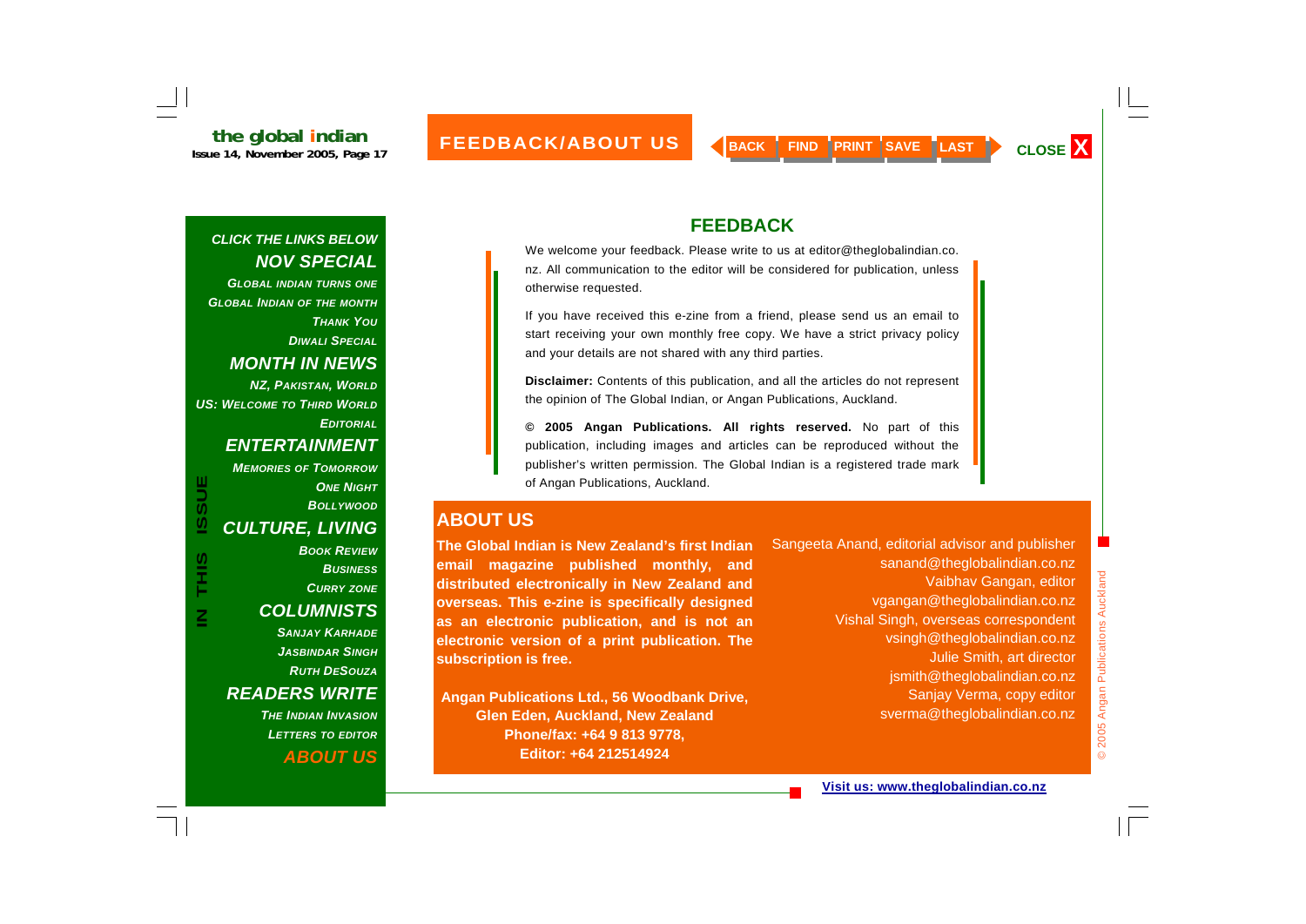## FEEDBACK/ABOUT US

**CLICK THE LINKS BELOW**

**IN THIS ISSUE**

***NOV SPECIAL***

*Global Indian turns one*

*Global Indian of the month*

*Thank You*

*Diwali Special*

***MONTH IN NEWS***

*NZ, Pakistan, World*

*US: Welcome to Third World*

*Editorial*

***ENTERTAINMENT***

*Memories of Tomorrow*

*One Night*

*Bollywood*

***CULTURE, LIVING***

*Book Review*

*Business*

*Curry Zone*

***COLUMNISTS***

*Sanjay Karhade*

*Jasbindar Singh*

*Ruth DeSouza*

***READERS WRITE***

*The Indian Invasion*

*Letters to Editor*

***ABOUT US***

## FEEDBACK

We welcome your feedback. Please write to us at editor@theglobalindian.co.nz. All communication to the editor will be considered for publication, unless otherwise requested.

If you have received this e-zine from a friend, please send us an email to start receiving your own monthly free copy. We have a strict privacy policy and your details are not shared with any third parties.

**Disclaimer:** Contents of this publication, and all the articles do not represent the opinion of The Global Indian, or Angan Publications, Auckland.

**© 2005 Angan Publications. All rights reserved.** No part of this publication, including images and articles can be reproduced without the publisher's written permission. The Global Indian is a registered trade mark of Angan Publications, Auckland.

## ABOUT US

**The Global Indian is New Zealand's first Indian email magazine published monthly, and distributed electronically in New Zealand and overseas. This e-zine is specifically designed as an electronic publication, and is not an electronic version of a print publication. The subscription is free.**

**Angan Publications Ltd., 56 Woodbank Drive, Glen Eden, Auckland, New Zealand**
**Phone/fax: +64 9 813 9778,**
**Editor: +64 212514924**

Sangeeta Anand, editorial advisor and publisher
sanand@theglobalindian.co.nz
Vaibhav Gangan, editor
vgangan@theglobalindian.co.nz
Vishal Singh, overseas correspondent
vsingh@theglobalindian.co.nz
Julie Smith, art director
jsmith@theglobalindian.co.nz
Sanjay Verma, copy editor
sverma@theglobalindian.co.nz

**Visit us: www.theglobalindian.co.nz**

© 2005 Angan Publications Auckland